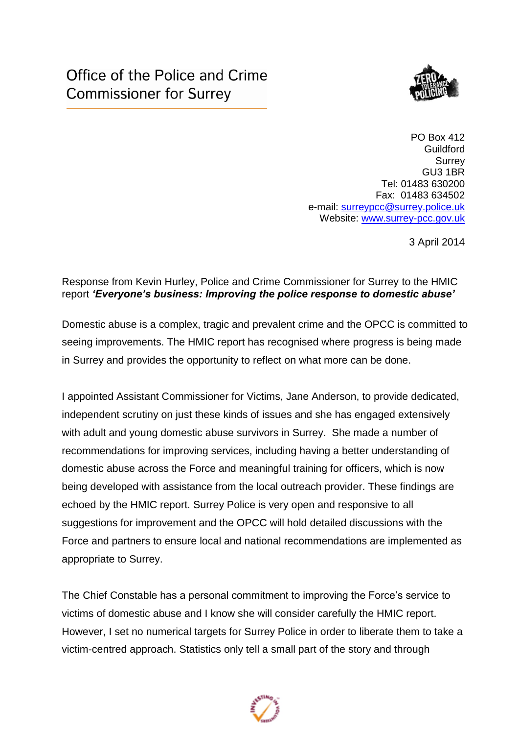# Office of the Police and Crime Commissioner for Surrey

PO Box 412
Guildford
Surrey
GU3 1BR
Tel: 01483 630200
Fax: 01483 634502
e-mail: surreypcc@surrey.police.uk
Website: www.surrey-pcc.gov.uk

3 April 2014

Response from Kevin Hurley, Police and Crime Commissioner for Surrey to the HMIC report ***'Everyone's business: Improving the police response to domestic abuse'***

Domestic abuse is a complex, tragic and prevalent crime and the OPCC is committed to seeing improvements. The HMIC report has recognised where progress is being made in Surrey and provides the opportunity to reflect on what more can be done.

I appointed Assistant Commissioner for Victims, Jane Anderson, to provide dedicated, independent scrutiny on just these kinds of issues and she has engaged extensively with adult and young domestic abuse survivors in Surrey. She made a number of recommendations for improving services, including having a better understanding of domestic abuse across the Force and meaningful training for officers, which is now being developed with assistance from the local outreach provider. These findings are echoed by the HMIC report. Surrey Police is very open and responsive to all suggestions for improvement and the OPCC will hold detailed discussions with the Force and partners to ensure local and national recommendations are implemented as appropriate to Surrey.

The Chief Constable has a personal commitment to improving the Force's service to victims of domestic abuse and I know she will consider carefully the HMIC report. However, I set no numerical targets for Surrey Police in order to liberate them to take a victim-centred approach. Statistics only tell a small part of the story and through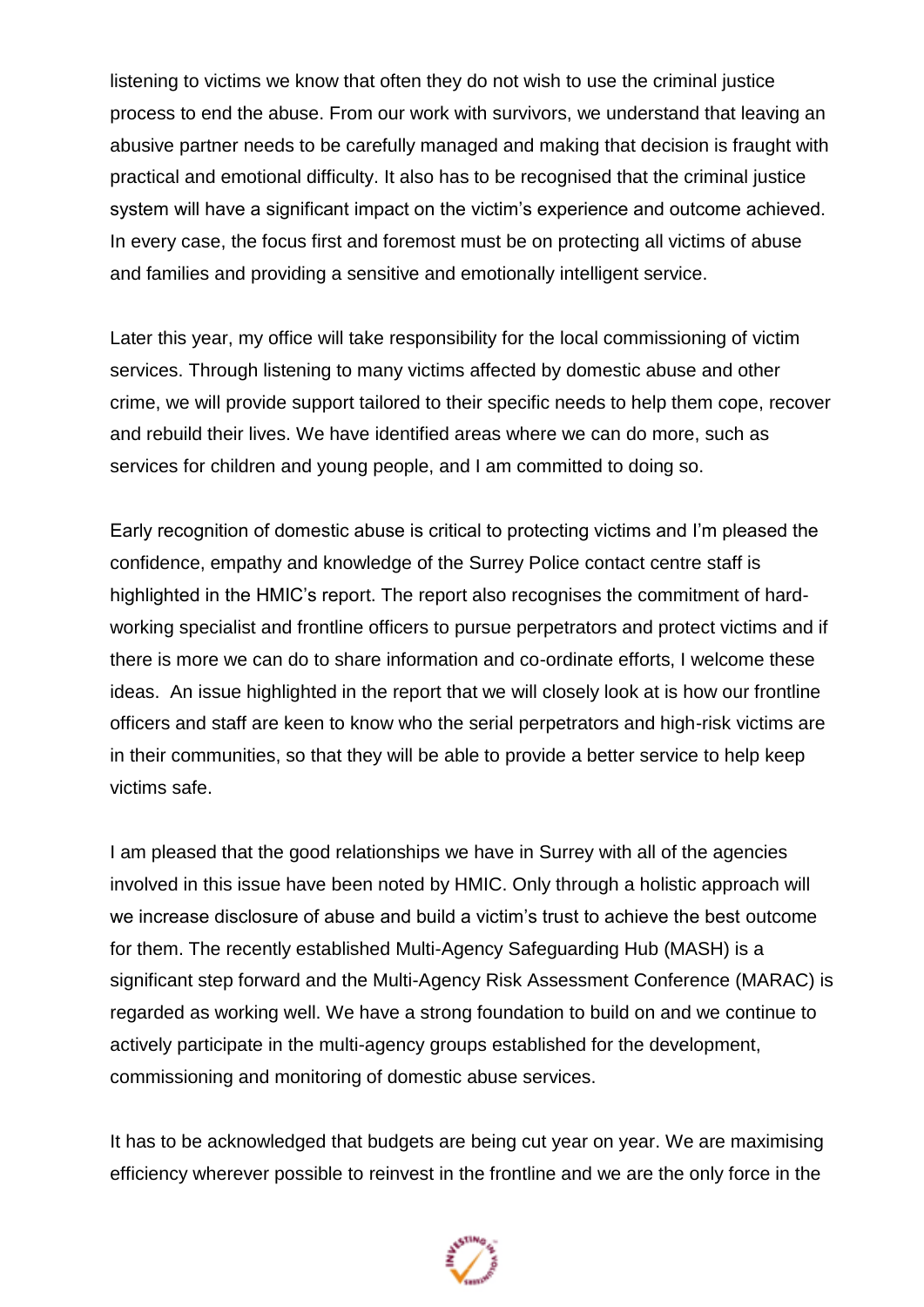listening to victims we know that often they do not wish to use the criminal justice process to end the abuse. From our work with survivors, we understand that leaving an abusive partner needs to be carefully managed and making that decision is fraught with practical and emotional difficulty. It also has to be recognised that the criminal justice system will have a significant impact on the victim's experience and outcome achieved. In every case, the focus first and foremost must be on protecting all victims of abuse and families and providing a sensitive and emotionally intelligent service.

Later this year, my office will take responsibility for the local commissioning of victim services. Through listening to many victims affected by domestic abuse and other crime, we will provide support tailored to their specific needs to help them cope, recover and rebuild their lives. We have identified areas where we can do more, such as services for children and young people, and I am committed to doing so.

Early recognition of domestic abuse is critical to protecting victims and I'm pleased the confidence, empathy and knowledge of the Surrey Police contact centre staff is highlighted in the HMIC's report. The report also recognises the commitment of hard-working specialist and frontline officers to pursue perpetrators and protect victims and if there is more we can do to share information and co-ordinate efforts, I welcome these ideas. An issue highlighted in the report that we will closely look at is how our frontline officers and staff are keen to know who the serial perpetrators and high-risk victims are in their communities, so that they will be able to provide a better service to help keep victims safe.

I am pleased that the good relationships we have in Surrey with all of the agencies involved in this issue have been noted by HMIC. Only through a holistic approach will we increase disclosure of abuse and build a victim's trust to achieve the best outcome for them. The recently established Multi-Agency Safeguarding Hub (MASH) is a significant step forward and the Multi-Agency Risk Assessment Conference (MARAC) is regarded as working well. We have a strong foundation to build on and we continue to actively participate in the multi-agency groups established for the development, commissioning and monitoring of domestic abuse services.

It has to be acknowledged that budgets are being cut year on year. We are maximising efficiency wherever possible to reinvest in the frontline and we are the only force in the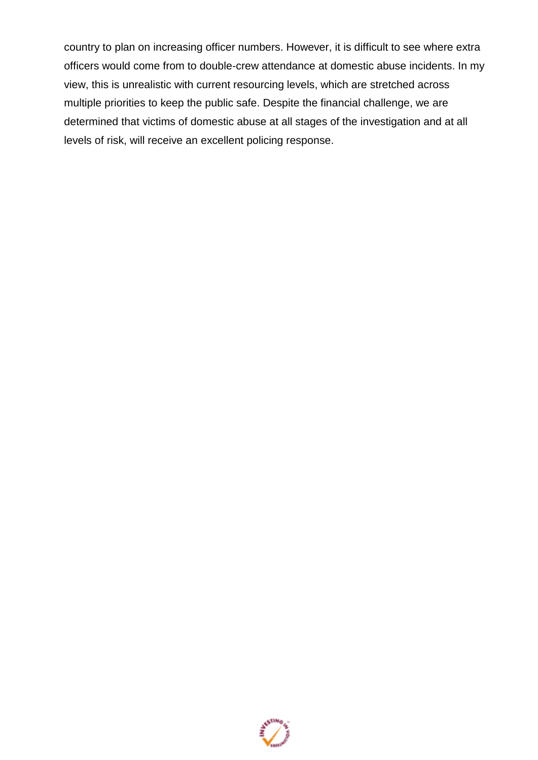country to plan on increasing officer numbers. However, it is difficult to see where extra officers would come from to double-crew attendance at domestic abuse incidents. In my view, this is unrealistic with current resourcing levels, which are stretched across multiple priorities to keep the public safe. Despite the financial challenge, we are determined that victims of domestic abuse at all stages of the investigation and at all levels of risk, will receive an excellent policing response.